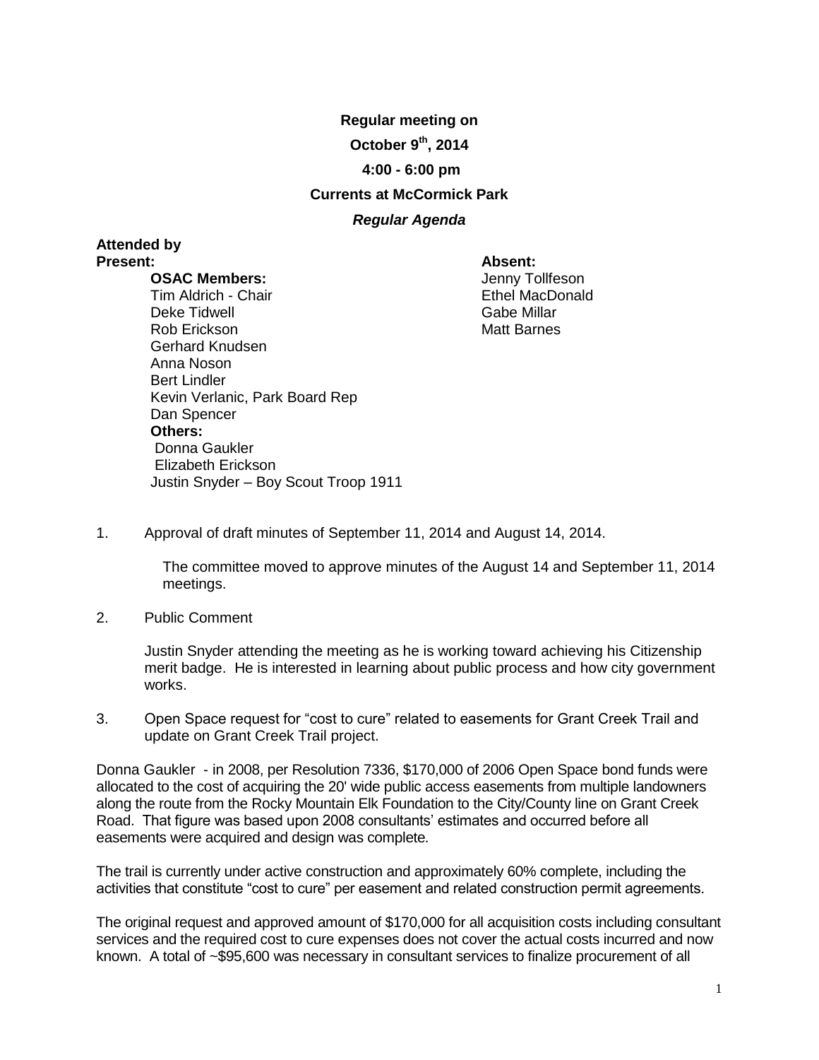**Regular meeting on**

**October 9th, 2014**

**4:00 - 6:00 pm**

**Currents at McCormick Park**

***Regular Agenda***

**Attended by Present:**

**OSAC Members:**
Tim Aldrich - Chair
Deke Tidwell
Rob Erickson
Gerhard Knudsen
Anna Noson
Bert Lindler
Kevin Verlanic, Park Board Rep
Dan Spencer

**Others:**
Donna Gaukler
Elizabeth Erickson
Justin Snyder – Boy Scout Troop 1911

**Absent:**
Jenny Tollfeson
Ethel MacDonald
Gabe Millar
Matt Barnes

1. Approval of draft minutes of September 11, 2014 and August 14, 2014.

   The committee moved to approve minutes of the August 14 and September 11, 2014 meetings.

2. Public Comment

   Justin Snyder attending the meeting as he is working toward achieving his Citizenship merit badge. He is interested in learning about public process and how city government works.

3. Open Space request for "cost to cure" related to easements for Grant Creek Trail and update on Grant Creek Trail project.

Donna Gaukler - in 2008, per Resolution 7336, $170,000 of 2006 Open Space bond funds were allocated to the cost of acquiring the 20' wide public access easements from multiple landowners along the route from the Rocky Mountain Elk Foundation to the City/County line on Grant Creek Road. That figure was based upon 2008 consultants' estimates and occurred before all easements were acquired and design was complete.

The trail is currently under active construction and approximately 60% complete, including the activities that constitute "cost to cure" per easement and related construction permit agreements.

The original request and approved amount of $170,000 for all acquisition costs including consultant services and the required cost to cure expenses does not cover the actual costs incurred and now known. A total of ~$95,600 was necessary in consultant services to finalize procurement of all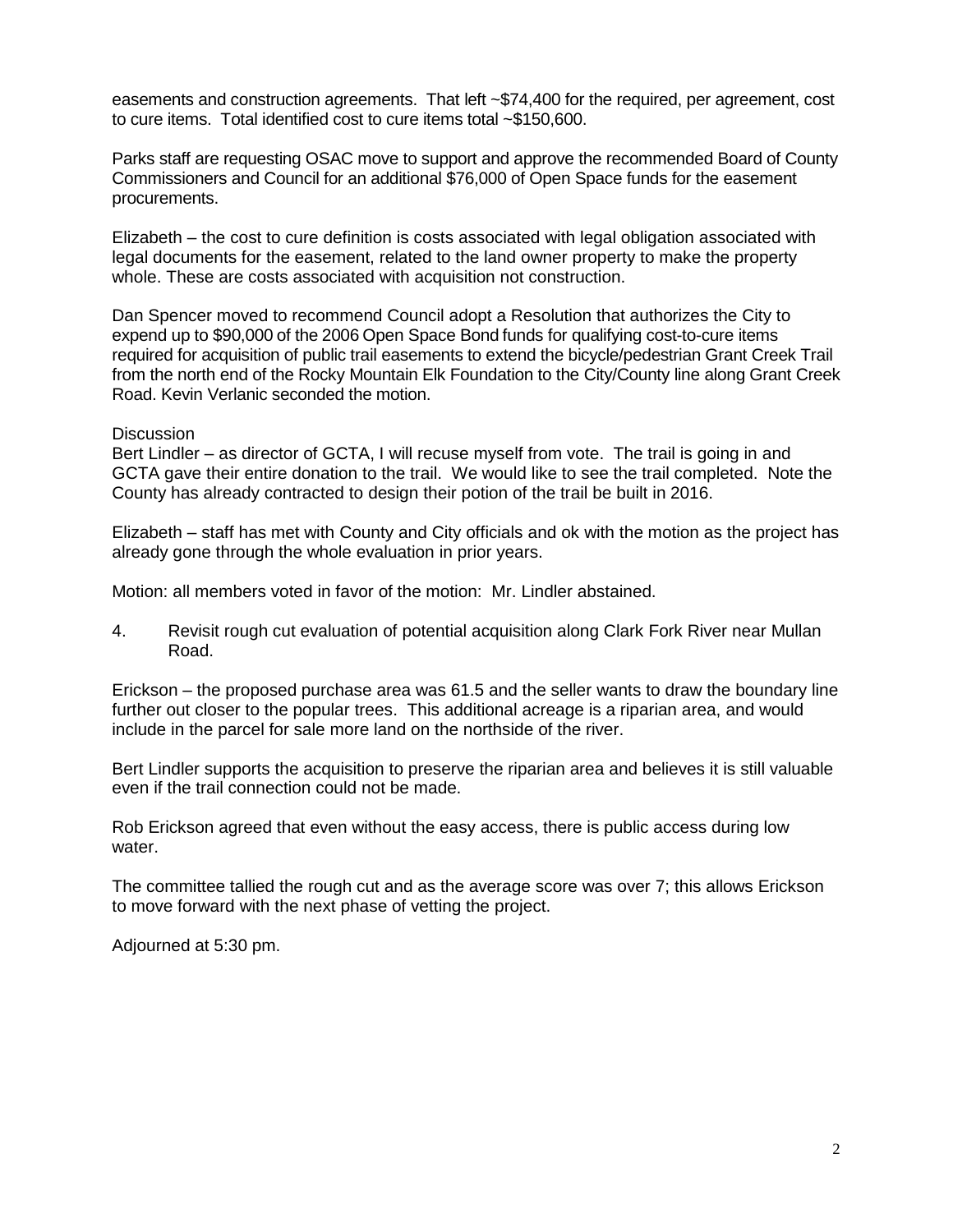easements and construction agreements. That left ~$74,400 for the required, per agreement, cost to cure items. Total identified cost to cure items total ~$150,600.

Parks staff are requesting OSAC move to support and approve the recommended Board of County Commissioners and Council for an additional $76,000 of Open Space funds for the easement procurements.

Elizabeth – the cost to cure definition is costs associated with legal obligation associated with legal documents for the easement, related to the land owner property to make the property whole. These are costs associated with acquisition not construction.

Dan Spencer moved to recommend Council adopt a Resolution that authorizes the City to expend up to $90,000 of the 2006 Open Space Bond funds for qualifying cost-to-cure items required for acquisition of public trail easements to extend the bicycle/pedestrian Grant Creek Trail from the north end of the Rocky Mountain Elk Foundation to the City/County line along Grant Creek Road. Kevin Verlanic seconded the motion.

Discussion
Bert Lindler – as director of GCTA, I will recuse myself from vote. The trail is going in and GCTA gave their entire donation to the trail. We would like to see the trail completed. Note the County has already contracted to design their potion of the trail be built in 2016.

Elizabeth – staff has met with County and City officials and ok with the motion as the project has already gone through the whole evaluation in prior years.

Motion: all members voted in favor of the motion: Mr. Lindler abstained.

4. Revisit rough cut evaluation of potential acquisition along Clark Fork River near Mullan Road.

Erickson – the proposed purchase area was 61.5 and the seller wants to draw the boundary line further out closer to the popular trees. This additional acreage is a riparian area, and would include in the parcel for sale more land on the northside of the river.

Bert Lindler supports the acquisition to preserve the riparian area and believes it is still valuable even if the trail connection could not be made.

Rob Erickson agreed that even without the easy access, there is public access during low water.

The committee tallied the rough cut and as the average score was over 7; this allows Erickson to move forward with the next phase of vetting the project.

Adjourned at 5:30 pm.